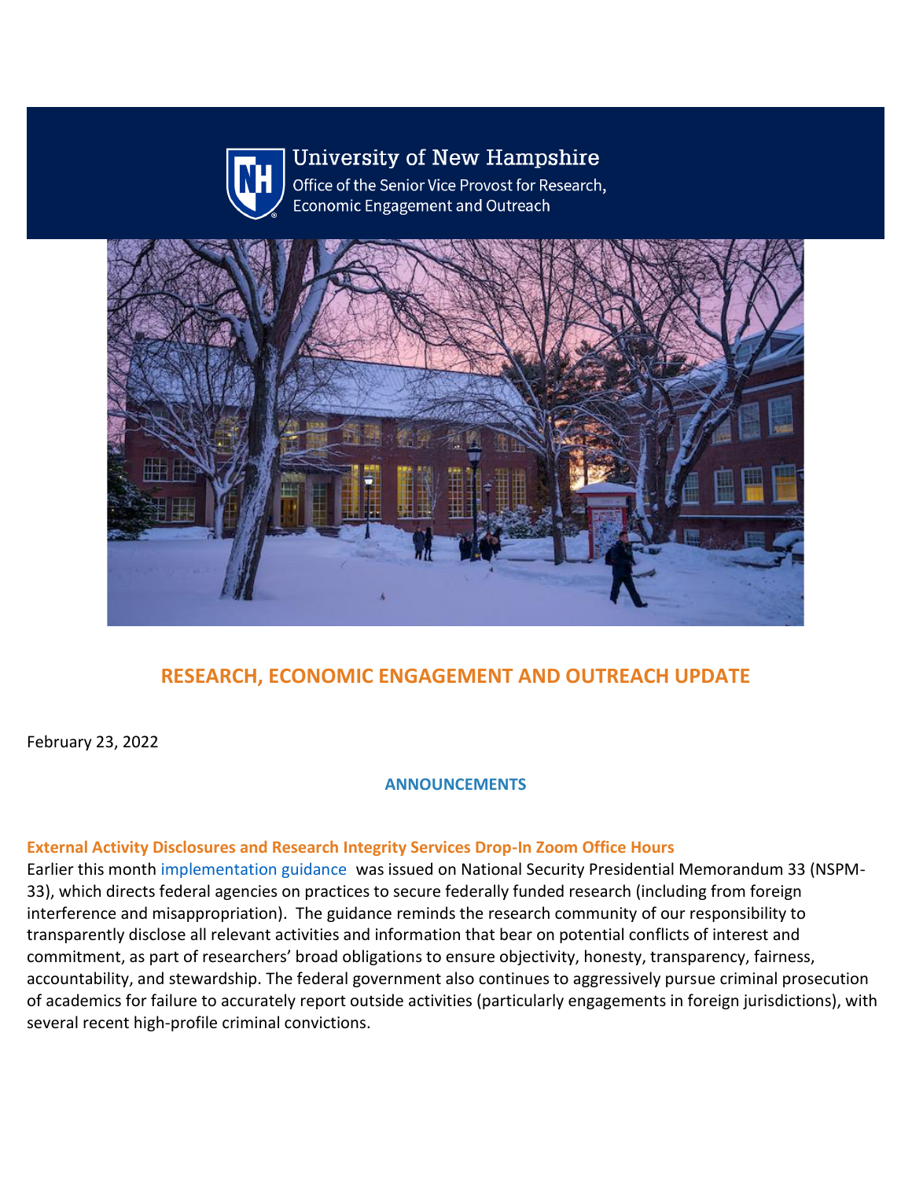University of New Hampshire

Office of the Senior Vice Provost for Research, Economic Engagement and Outreach

# RESEARCH, ECONOMIC ENGAGEMENT AND OUTREACH UPDATE

February 23, 2022

## ANNOUNCEMENTS

### External Activity Disclosures and Research Integrity Services Drop-In Zoom Office Hours

Earlier this month implementation guidance was issued on National Security Presidential Memorandum 33 (NSPM-33), which directs federal agencies on practices to secure federally funded research (including from foreign interference and misappropriation). The guidance reminds the research community of our responsibility to transparently disclose all relevant activities and information that bear on potential conflicts of interest and commitment, as part of researchers' broad obligations to ensure objectivity, honesty, transparency, fairness, accountability, and stewardship. The federal government also continues to aggressively pursue criminal prosecution of academics for failure to accurately report outside activities (particularly engagements in foreign jurisdictions), with several recent high-profile criminal convictions.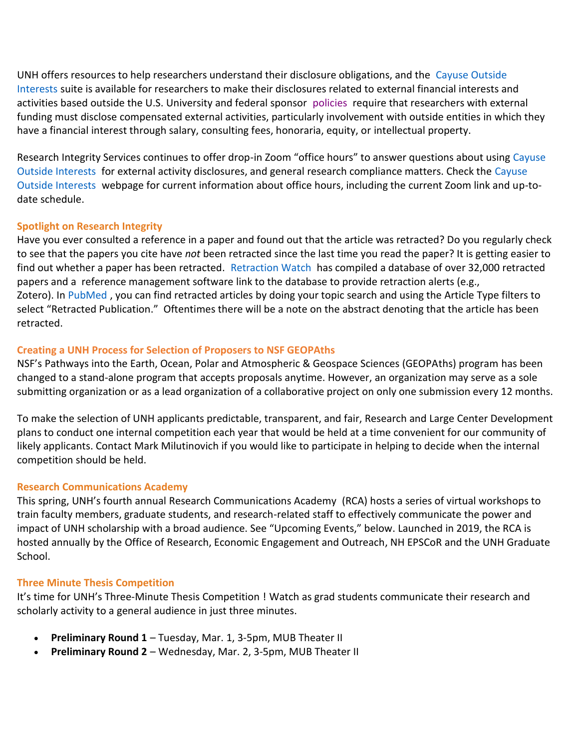UNH offers resources to help researchers understand their disclosure obligations, and the Cayuse Outside Interests suite is available for researchers to make their disclosures related to external financial interests and activities based outside the U.S. University and federal sponsor policies require that researchers with external funding must disclose compensated external activities, particularly involvement with outside entities in which they have a financial interest through salary, consulting fees, honoraria, equity, or intellectual property.

Research Integrity Services continues to offer drop-in Zoom "office hours" to answer questions about using Cayuse Outside Interests for external activity disclosures, and general research compliance matters. Check the Cayuse Outside Interests webpage for current information about office hours, including the current Zoom link and up-to-date schedule.

### Spotlight on Research Integrity

Have you ever consulted a reference in a paper and found out that the article was retracted? Do you regularly check to see that the papers you cite have *not* been retracted since the last time you read the paper? It is getting easier to find out whether a paper has been retracted. Retraction Watch has compiled a database of over 32,000 retracted papers and a reference management software link to the database to provide retraction alerts (e.g., Zotero). In PubMed, you can find retracted articles by doing your topic search and using the Article Type filters to select "Retracted Publication." Oftentimes there will be a note on the abstract denoting that the article has been retracted.

### Creating a UNH Process for Selection of Proposers to NSF GEOPAths

NSF's Pathways into the Earth, Ocean, Polar and Atmospheric & Geospace Sciences (GEOPAths) program has been changed to a stand-alone program that accepts proposals anytime. However, an organization may serve as a sole submitting organization or as a lead organization of a collaborative project on only one submission every 12 months.

To make the selection of UNH applicants predictable, transparent, and fair, Research and Large Center Development plans to conduct one internal competition each year that would be held at a time convenient for our community of likely applicants. Contact Mark Milutinovich if you would like to participate in helping to decide when the internal competition should be held.

### Research Communications Academy

This spring, UNH's fourth annual Research Communications Academy (RCA) hosts a series of virtual workshops to train faculty members, graduate students, and research-related staff to effectively communicate the power and impact of UNH scholarship with a broad audience. See "Upcoming Events," below. Launched in 2019, the RCA is hosted annually by the Office of Research, Economic Engagement and Outreach, NH EPSCoR and the UNH Graduate School.

### Three Minute Thesis Competition

It's time for UNH's Three-Minute Thesis Competition ! Watch as grad students communicate their research and scholarly activity to a general audience in just three minutes.

- **Preliminary Round 1** – Tuesday, Mar. 1, 3-5pm, MUB Theater II
- **Preliminary Round 2** – Wednesday, Mar. 2, 3-5pm, MUB Theater II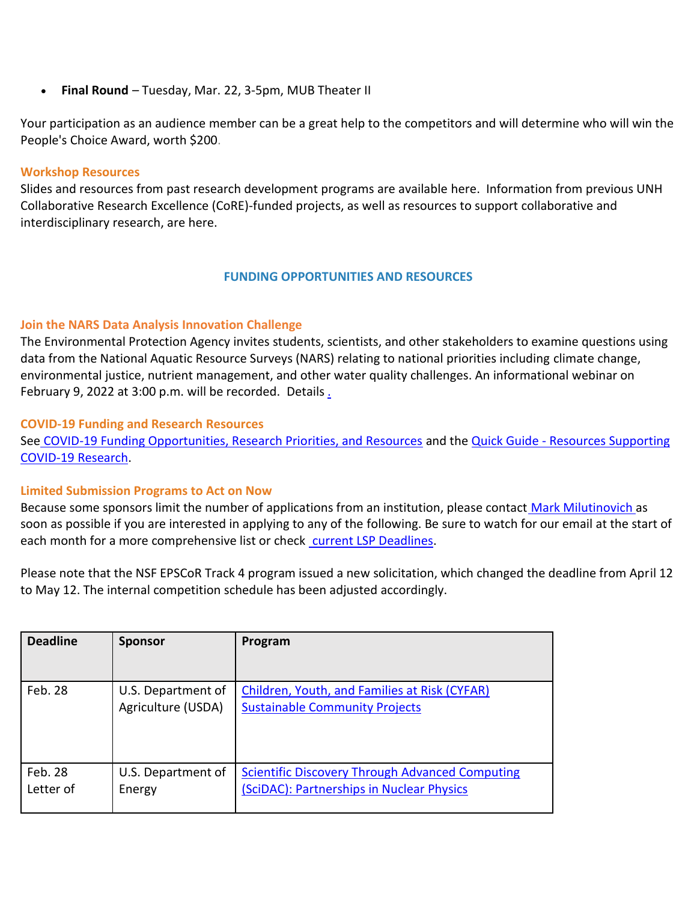- **Final Round** – Tuesday, Mar. 22, 3-5pm, MUB Theater II

Your participation as an audience member can be a great help to the competitors and will determine who will win the People's Choice Award, worth $200.

### Workshop Resources

Slides and resources from past research development programs are available here. Information from previous UNH Collaborative Research Excellence (CoRE)-funded projects, as well as resources to support collaborative and interdisciplinary research, are here.

## FUNDING OPPORTUNITIES AND RESOURCES

### Join the NARS Data Analysis Innovation Challenge

The Environmental Protection Agency invites students, scientists, and other stakeholders to examine questions using data from the National Aquatic Resource Surveys (NARS) relating to national priorities including climate change, environmental justice, nutrient management, and other water quality challenges. An informational webinar on February 9, 2022 at 3:00 p.m. will be recorded. Details .

### COVID-19 Funding and Research Resources

See COVID-19 Funding Opportunities, Research Priorities, and Resources and the Quick Guide - Resources Supporting COVID-19 Research.

### Limited Submission Programs to Act on Now

Because some sponsors limit the number of applications from an institution, please contact Mark Milutinovich as soon as possible if you are interested in applying to any of the following. Be sure to watch for our email at the start of each month for a more comprehensive list or check current LSP Deadlines.

Please note that the NSF EPSCoR Track 4 program issued a new solicitation, which changed the deadline from April 12 to May 12. The internal competition schedule has been adjusted accordingly.

| Deadline | Sponsor | Program |
|---|---|---|
| Feb. 28 | U.S. Department of Agriculture (USDA) | Children, Youth, and Families at Risk (CYFAR) Sustainable Community Projects |
| Feb. 28 Letter of | U.S. Department of Energy | Scientific Discovery Through Advanced Computing (SciDAC): Partnerships in Nuclear Physics |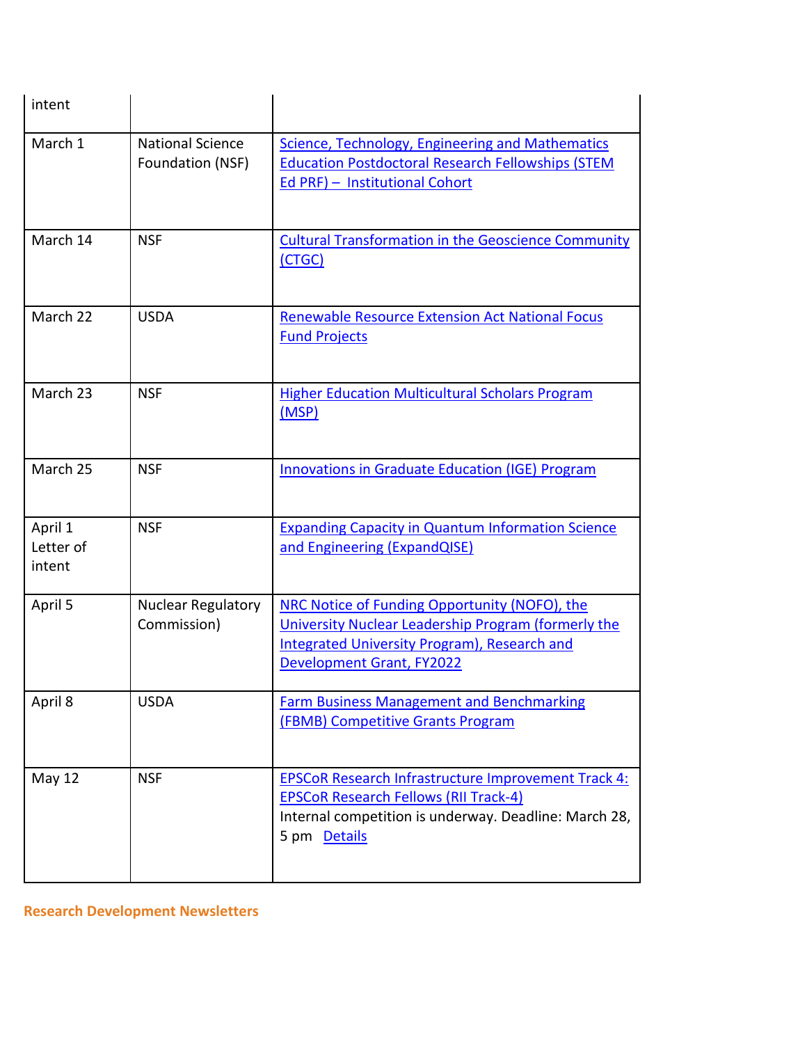| intent | | |
|---|---|---|
| March 1 | National Science Foundation (NSF) | Science, Technology, Engineering and Mathematics Education Postdoctoral Research Fellowships (STEM Ed PRF) – Institutional Cohort |
| March 14 | NSF | Cultural Transformation in the Geoscience Community (CTGC) |
| March 22 | USDA | Renewable Resource Extension Act National Focus Fund Projects |
| March 23 | NSF | Higher Education Multicultural Scholars Program (MSP) |
| March 25 | NSF | Innovations in Graduate Education (IGE) Program |
| April 1 Letter of intent | NSF | Expanding Capacity in Quantum Information Science and Engineering (ExpandQISE) |
| April 5 | Nuclear Regulatory Commission) | NRC Notice of Funding Opportunity (NOFO), the University Nuclear Leadership Program (formerly the Integrated University Program), Research and Development Grant, FY2022 |
| April 8 | USDA | Farm Business Management and Benchmarking (FBMB) Competitive Grants Program |
| May 12 | NSF | EPSCoR Research Infrastructure Improvement Track 4: EPSCoR Research Fellows (RII Track-4) Internal competition is underway. Deadline: March 28, 5 pm Details |

**Research Development Newsletters**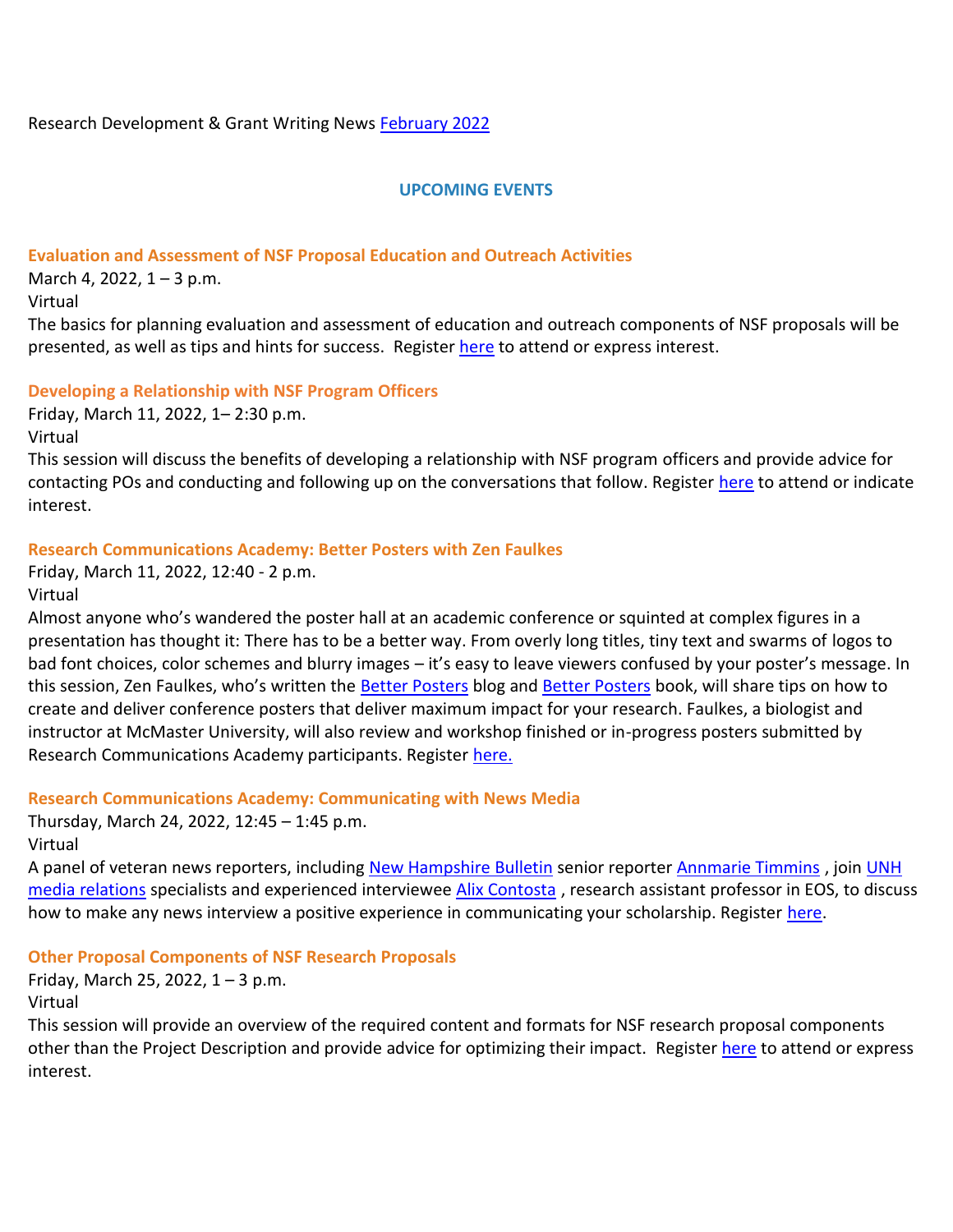Research Development & Grant Writing News [February 2022]

## UPCOMING EVENTS

### Evaluation and Assessment of NSF Proposal Education and Outreach Activities

March 4, 2022, 1 – 3 p.m.
Virtual
The basics for planning evaluation and assessment of education and outreach components of NSF proposals will be presented, as well as tips and hints for success. Register [here] to attend or express interest.

### Developing a Relationship with NSF Program Officers

Friday, March 11, 2022, 1– 2:30 p.m.
Virtual
This session will discuss the benefits of developing a relationship with NSF program officers and provide advice for contacting POs and conducting and following up on the conversations that follow. Register [here] to attend or indicate interest.

### Research Communications Academy: Better Posters with Zen Faulkes

Friday, March 11, 2022, 12:40 - 2 p.m.
Virtual
Almost anyone who's wandered the poster hall at an academic conference or squinted at complex figures in a presentation has thought it: There has to be a better way. From overly long titles, tiny text and swarms of logos to bad font choices, color schemes and blurry images – it's easy to leave viewers confused by your poster's message. In this session, Zen Faulkes, who's written the [Better Posters] blog and [Better Posters] book, will share tips on how to create and deliver conference posters that deliver maximum impact for your research. Faulkes, a biologist and instructor at McMaster University, will also review and workshop finished or in-progress posters submitted by Research Communications Academy participants. Register [here.]

### Research Communications Academy: Communicating with News Media

Thursday, March 24, 2022, 12:45 – 1:45 p.m.
Virtual
A panel of veteran news reporters, including [New Hampshire Bulletin] senior reporter [Annmarie Timmins] , join [UNH media relations] specialists and experienced interviewee [Alix Contosta] , research assistant professor in EOS, to discuss how to make any news interview a positive experience in communicating your scholarship. Register [here].

### Other Proposal Components of NSF Research Proposals

Friday, March 25, 2022, 1 – 3 p.m.
Virtual
This session will provide an overview of the required content and formats for NSF research proposal components other than the Project Description and provide advice for optimizing their impact. Register [here] to attend or express interest.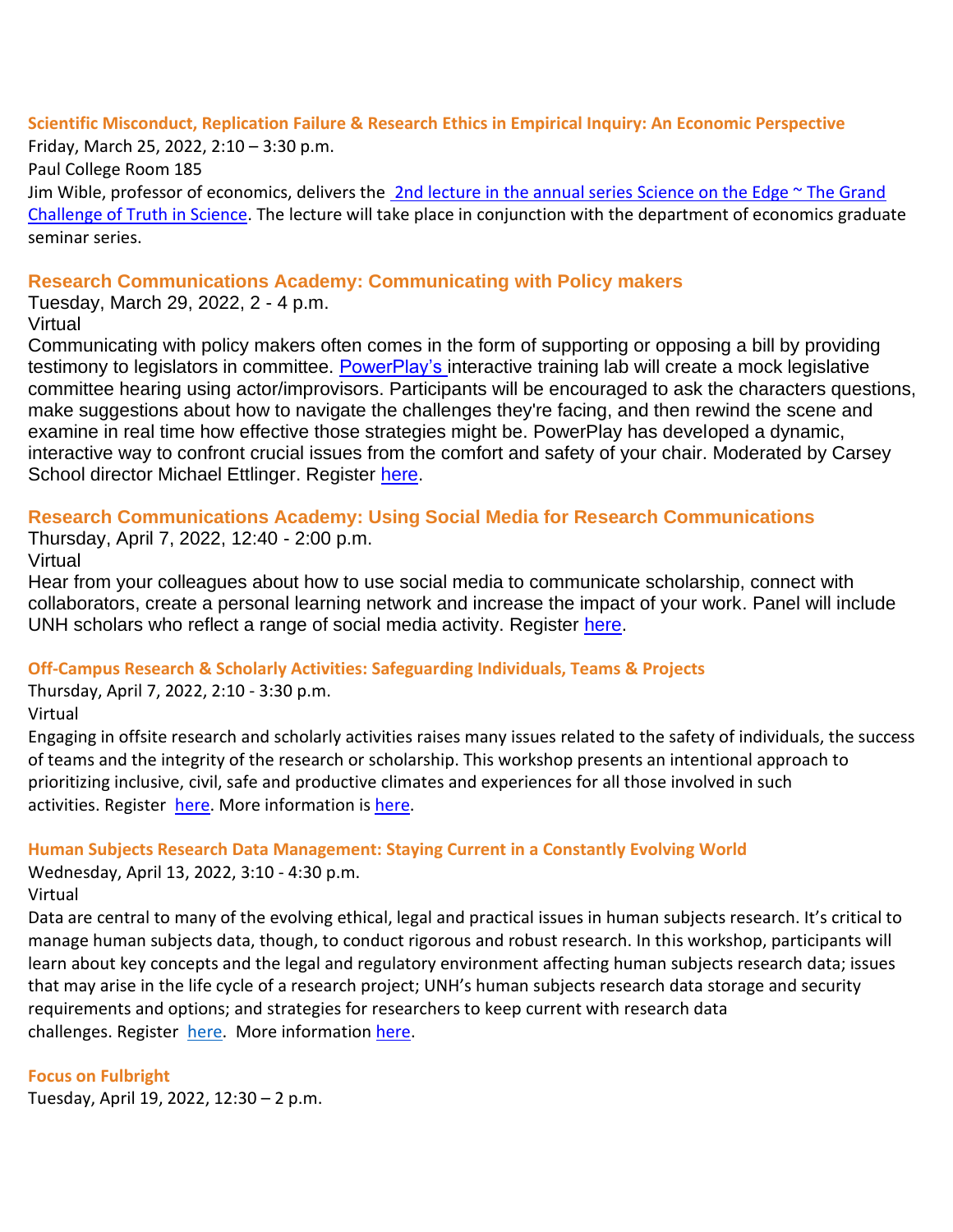### Scientific Misconduct, Replication Failure & Research Ethics in Empirical Inquiry: An Economic Perspective

Friday, March 25, 2022, 2:10 – 3:30 p.m.
Paul College Room 185
Jim Wible, professor of economics, delivers the 2nd lecture in the annual series Science on the Edge ~ The Grand Challenge of Truth in Science. The lecture will take place in conjunction with the department of economics graduate seminar series.

### Research Communications Academy: Communicating with Policy makers

Tuesday, March 29, 2022, 2 - 4 p.m.
Virtual
Communicating with policy makers often comes in the form of supporting or opposing a bill by providing testimony to legislators in committee. PowerPlay's interactive training lab will create a mock legislative committee hearing using actor/improvisors. Participants will be encouraged to ask the characters questions, make suggestions about how to navigate the challenges they're facing, and then rewind the scene and examine in real time how effective those strategies might be. PowerPlay has developed a dynamic, interactive way to confront crucial issues from the comfort and safety of your chair. Moderated by Carsey School director Michael Ettlinger. Register here.

### Research Communications Academy: Using Social Media for Research Communications

Thursday, April 7, 2022, 12:40 - 2:00 p.m.
Virtual
Hear from your colleagues about how to use social media to communicate scholarship, connect with collaborators, create a personal learning network and increase the impact of your work. Panel will include UNH scholars who reflect a range of social media activity. Register here.

### Off-Campus Research & Scholarly Activities: Safeguarding Individuals, Teams & Projects

Thursday, April 7, 2022, 2:10 - 3:30 p.m.
Virtual
Engaging in offsite research and scholarly activities raises many issues related to the safety of individuals, the success of teams and the integrity of the research or scholarship. This workshop presents an intentional approach to prioritizing inclusive, civil, safe and productive climates and experiences for all those involved in such activities. Register here. More information is here.

### Human Subjects Research Data Management: Staying Current in a Constantly Evolving World

Wednesday, April 13, 2022, 3:10 - 4:30 p.m.
Virtual
Data are central to many of the evolving ethical, legal and practical issues in human subjects research. It's critical to manage human subjects data, though, to conduct rigorous and robust research. In this workshop, participants will learn about key concepts and the legal and regulatory environment affecting human subjects research data; issues that may arise in the life cycle of a research project; UNH's human subjects research data storage and security requirements and options; and strategies for researchers to keep current with research data challenges. Register here. More information here.

### Focus on Fulbright

Tuesday, April 19, 2022, 12:30 – 2 p.m.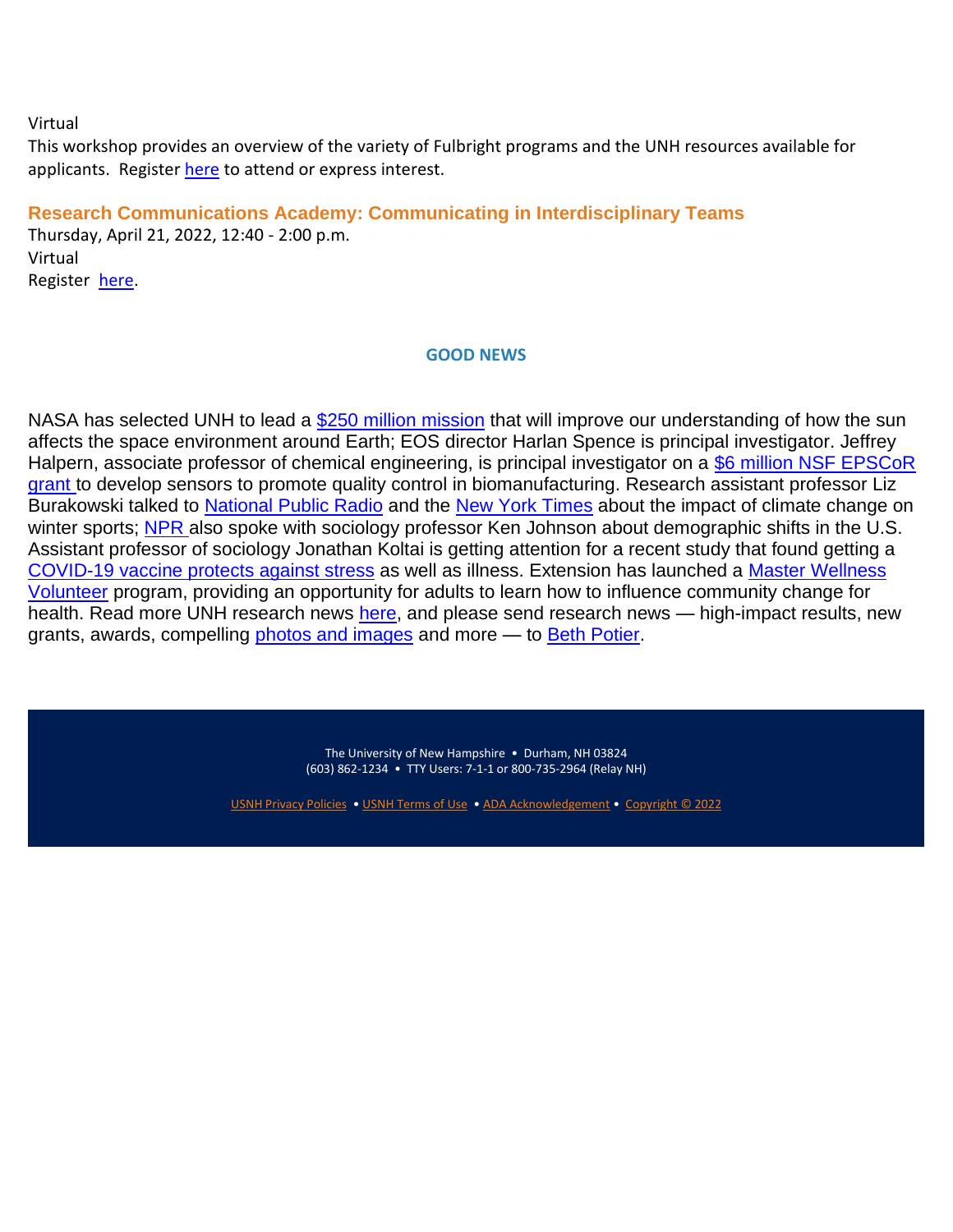Virtual

This workshop provides an overview of the variety of Fulbright programs and the UNH resources available for applicants. Register here to attend or express interest.

### Research Communications Academy: Communicating in Interdisciplinary Teams

Thursday, April 21, 2022, 12:40 - 2:00 p.m.

Virtual

Register here.

## GOOD NEWS

NASA has selected UNH to lead a $250 million mission that will improve our understanding of how the sun affects the space environment around Earth; EOS director Harlan Spence is principal investigator. Jeffrey Halpern, associate professor of chemical engineering, is principal investigator on a $6 million NSF EPSCoR grant to develop sensors to promote quality control in biomanufacturing. Research assistant professor Liz Burakowski talked to National Public Radio and the New York Times about the impact of climate change on winter sports; NPR also spoke with sociology professor Ken Johnson about demographic shifts in the U.S. Assistant professor of sociology Jonathan Koltai is getting attention for a recent study that found getting a COVID-19 vaccine protects against stress as well as illness. Extension has launched a Master Wellness Volunteer program, providing an opportunity for adults to learn how to influence community change for health. Read more UNH research news here, and please send research news — high-impact results, new grants, awards, compelling photos and images and more — to Beth Potier.

The University of New Hampshire • Durham, NH 03824
(603) 862-1234 • TTY Users: 7-1-1 or 800-735-2964 (Relay NH)

USNH Privacy Policies • USNH Terms of Use • ADA Acknowledgement • Copyright © 2022